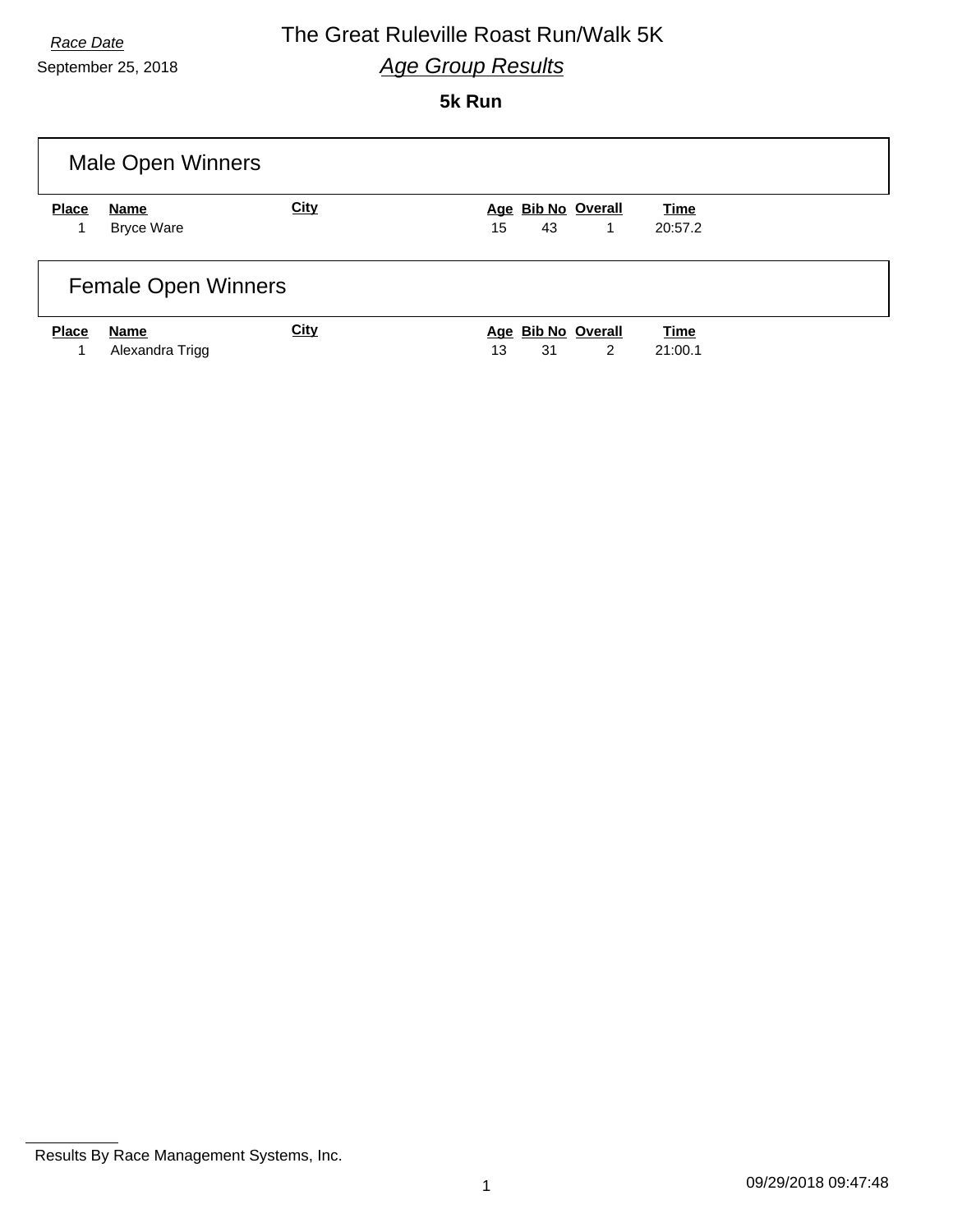*Race Date*

September 25, 2018

# The Great Ruleville Roast Run/Walk 5K

## *Age Group Results*

**5k Run**

### Male Open Winners

| Place | Name | City | Age | Bib No | Overall | Time |
|---|---|---|---|---|---|---|
| 1 | Bryce Ware | | 15 | 43 | 1 | 20:57.2 |

### Female Open Winners

| Place | Name | City | Age | Bib No | Overall | Time |
|---|---|---|---|---|---|---|
| 1 | Alexandra Trigg | | 13 | 31 | 2 | 21:00.1 |

Results By Race Management Systems, Inc.

09/29/2018 09:47:48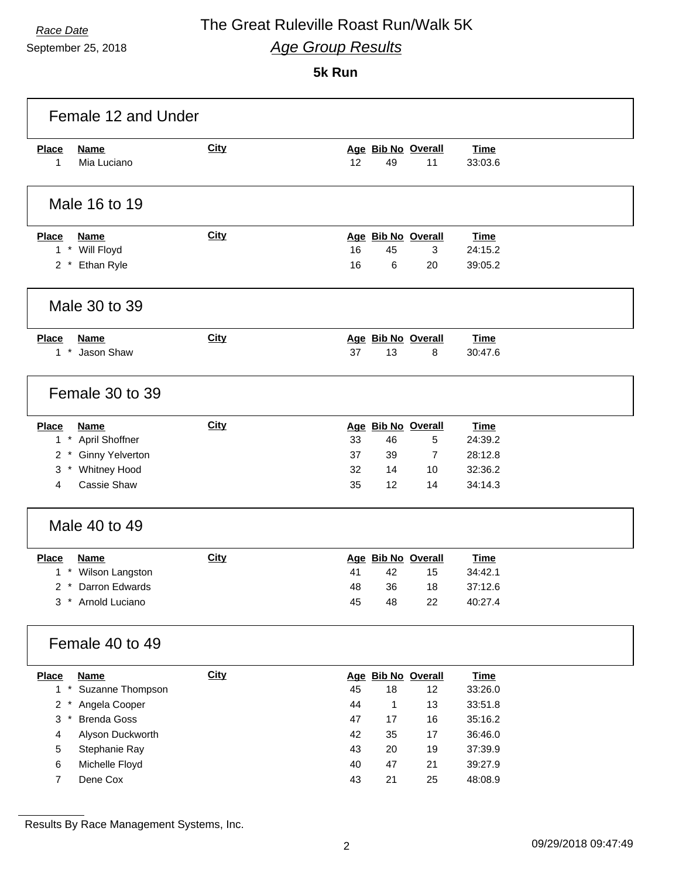Race Date

September 25, 2018

# The Great Ruleville Roast Run/Walk 5K

## *Age Group Results*

**5k Run**

### Female 12 and Under

| Place | Name | City | Age | Bib No | Overall | Time |
|---|---|---|---|---|---|---|
| 1 | Mia Luciano | | 12 | 49 | 11 | 33:03.6 |

### Male 16 to 19

| Place | Name | City | Age | Bib No | Overall | Time |
|---|---|---|---|---|---|---|
| 1 * | Will Floyd | | 16 | 45 | 3 | 24:15.2 |
| 2 * | Ethan Ryle | | 16 | 6 | 20 | 39:05.2 |

### Male 30 to 39

| Place | Name | City | Age | Bib No | Overall | Time |
|---|---|---|---|---|---|---|
| 1 * | Jason Shaw | | 37 | 13 | 8 | 30:47.6 |

### Female 30 to 39

| Place | Name | City | Age | Bib No | Overall | Time |
|---|---|---|---|---|---|---|
| 1 * | April Shoffner | | 33 | 46 | 5 | 24:39.2 |
| 2 * | Ginny Yelverton | | 37 | 39 | 7 | 28:12.8 |
| 3 * | Whitney Hood | | 32 | 14 | 10 | 32:36.2 |
| 4 | Cassie Shaw | | 35 | 12 | 14 | 34:14.3 |

### Male 40 to 49

| Place | Name | City | Age | Bib No | Overall | Time |
|---|---|---|---|---|---|---|
| 1 * | Wilson Langston | | 41 | 42 | 15 | 34:42.1 |
| 2 * | Darron Edwards | | 48 | 36 | 18 | 37:12.6 |
| 3 * | Arnold Luciano | | 45 | 48 | 22 | 40:27.4 |

### Female 40 to 49

| Place | Name | City | Age | Bib No | Overall | Time |
|---|---|---|---|---|---|---|
| 1 * | Suzanne Thompson | | 45 | 18 | 12 | 33:26.0 |
| 2 * | Angela Cooper | | 44 | 1 | 13 | 33:51.8 |
| 3 * | Brenda Goss | | 47 | 17 | 16 | 35:16.2 |
| 4 | Alyson Duckworth | | 42 | 35 | 17 | 36:46.0 |
| 5 | Stephanie Ray | | 43 | 20 | 19 | 37:39.9 |
| 6 | Michelle Floyd | | 40 | 47 | 21 | 39:27.9 |
| 7 | Dene Cox | | 43 | 21 | 25 | 48:08.9 |

Results By Race Management Systems, Inc.

09/29/2018 09:47:49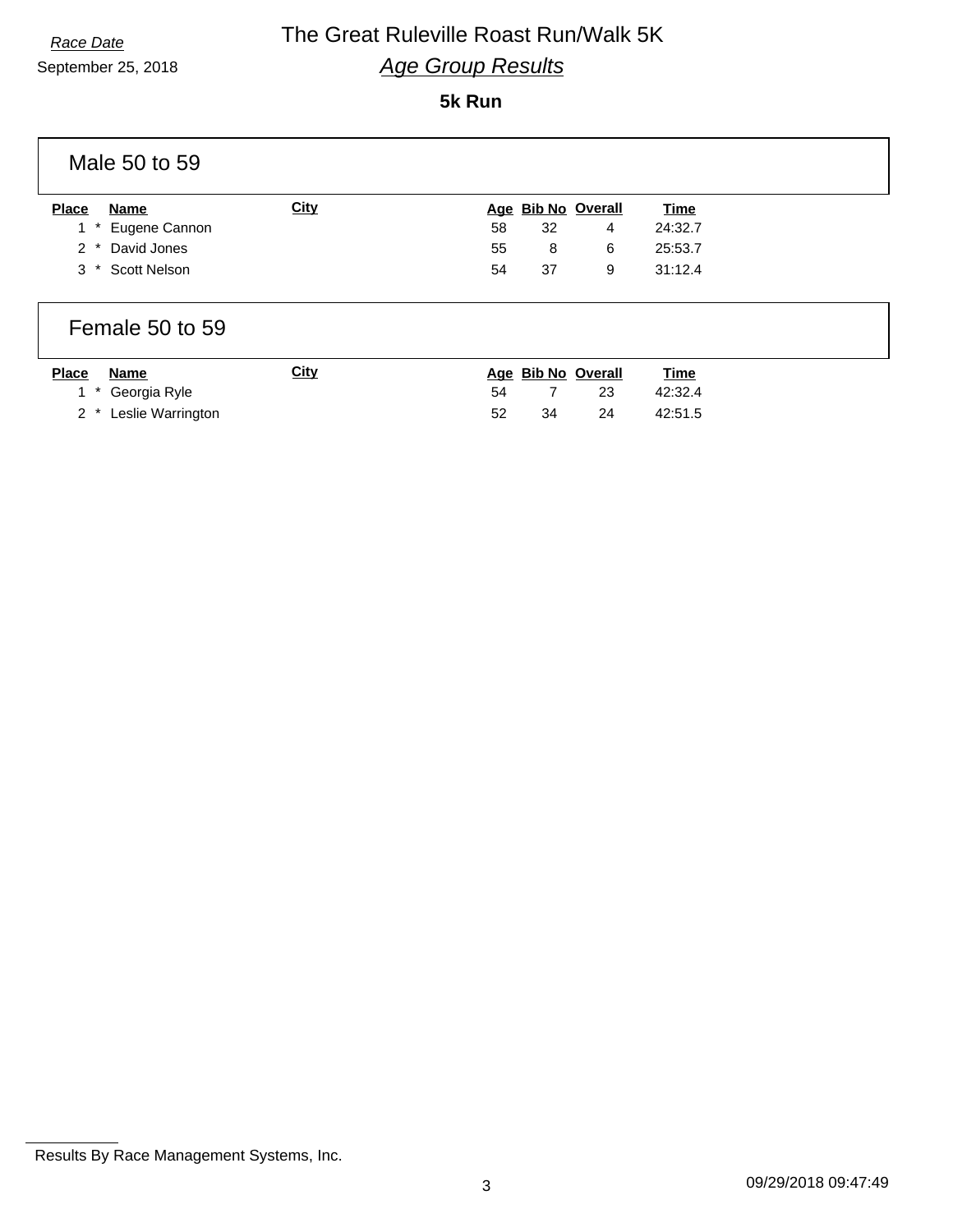*Race Date*

September 25, 2018

# The Great Ruleville Roast Run/Walk 5K

## *Age Group Results*

**5k Run**

### Male 50 to 59

| Place | Name | City | Age | Bib No | Overall | Time |
|---|---|---|---|---|---|---|
| 1 * | Eugene Cannon | | 58 | 32 | 4 | 24:32.7 |
| 2 * | David Jones | | 55 | 8 | 6 | 25:53.7 |
| 3 * | Scott Nelson | | 54 | 37 | 9 | 31:12.4 |

### Female 50 to 59

| Place | Name | City | Age | Bib No | Overall | Time |
|---|---|---|---|---|---|---|
| 1 * | Georgia Ryle | | 54 | 7 | 23 | 42:32.4 |
| 2 * | Leslie Warrington | | 52 | 34 | 24 | 42:51.5 |

Results By Race Management Systems, Inc.

09/29/2018 09:47:49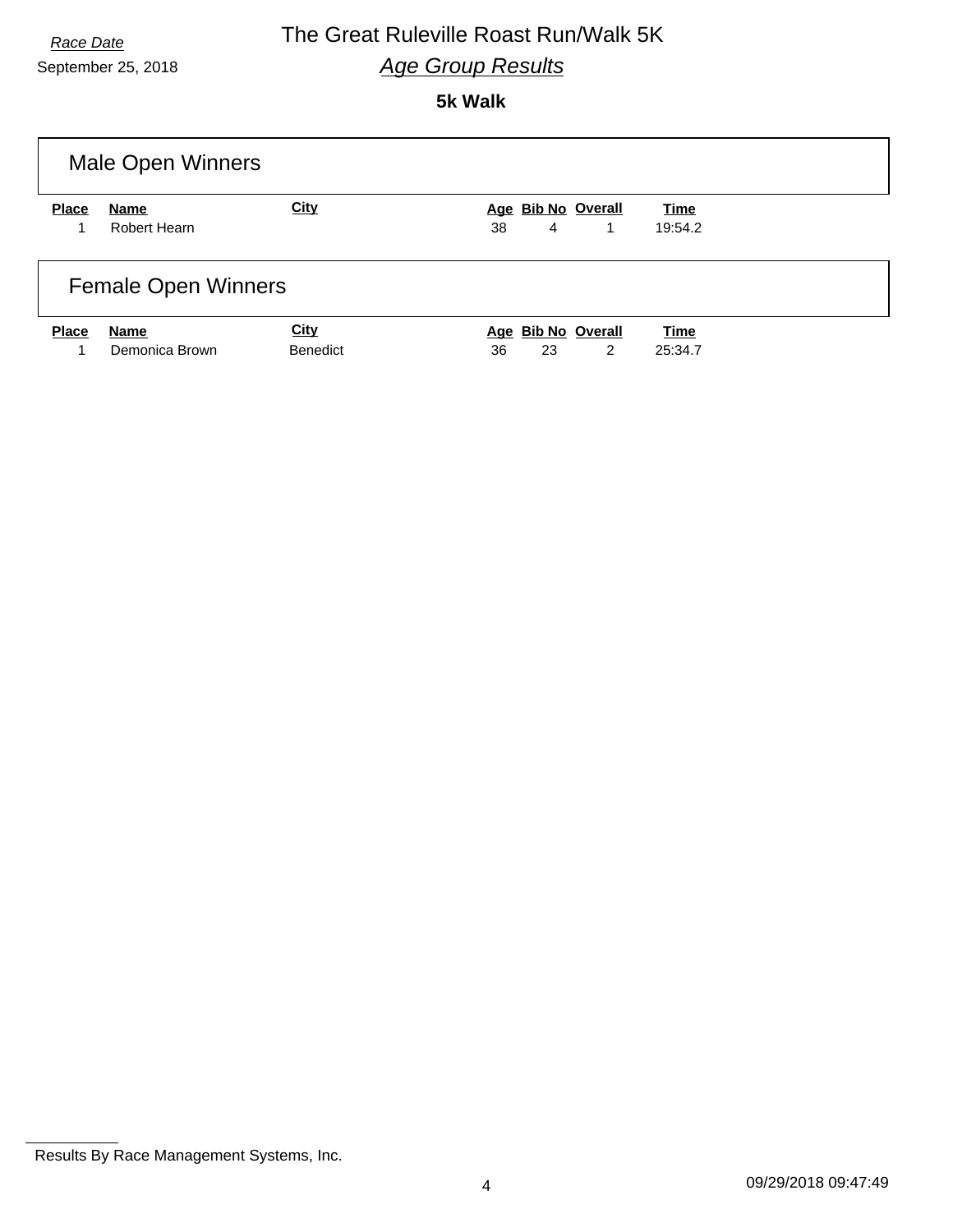*Race Date*

September 25, 2018

# The Great Ruleville Roast Run/Walk 5K

## *Age Group Results*

### 5k Walk

## Male Open Winners

| Place | Name | City | Age | Bib No | Overall | Time |
|---|---|---|---|---|---|---|
| 1 | Robert Hearn | | 38 | 4 | 1 | 19:54.2 |

## Female Open Winners

| Place | Name | City | Age | Bib No | Overall | Time |
|---|---|---|---|---|---|---|
| 1 | Demonica Brown | Benedict | 36 | 23 | 2 | 25:34.7 |

Results By Race Management Systems, Inc.

09/29/2018 09:47:49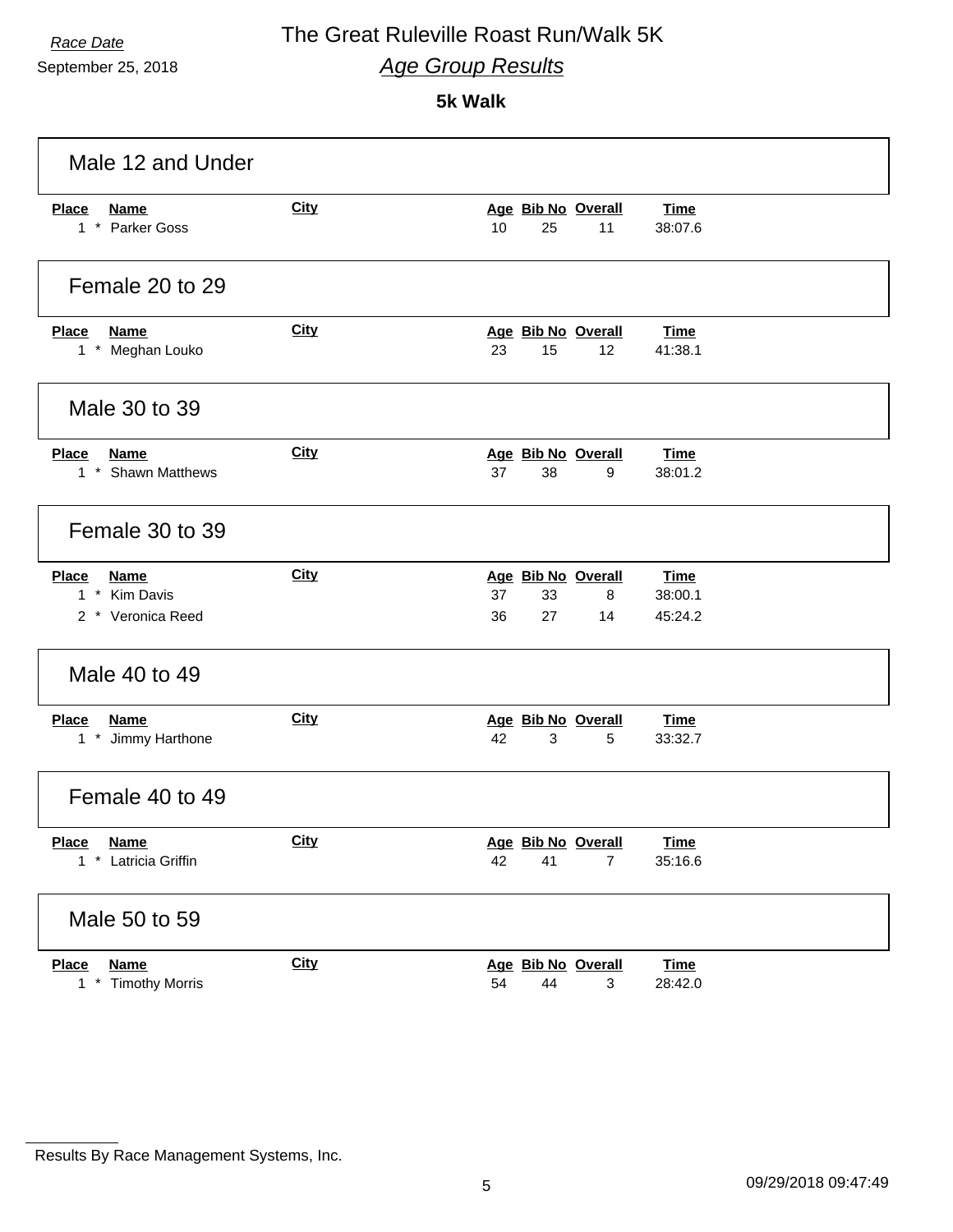*Race Date*

September 25, 2018

# The Great Ruleville Roast Run/Walk 5K

## *Age Group Results*

### 5k Walk

## Male 12 and Under

| Place | Name | City | Age | Bib No | Overall | Time |
|---|---|---|---|---|---|---|
| 1 * | Parker Goss | | 10 | 25 | 11 | 38:07.6 |

## Female 20 to 29

| Place | Name | City | Age | Bib No | Overall | Time |
|---|---|---|---|---|---|---|
| 1 * | Meghan Louko | | 23 | 15 | 12 | 41:38.1 |

## Male 30 to 39

| Place | Name | City | Age | Bib No | Overall | Time |
|---|---|---|---|---|---|---|
| 1 * | Shawn Matthews | | 37 | 38 | 9 | 38:01.2 |

## Female 30 to 39

| Place | Name | City | Age | Bib No | Overall | Time |
|---|---|---|---|---|---|---|
| 1 * | Kim Davis | | 37 | 33 | 8 | 38:00.1 |
| 2 * | Veronica Reed | | 36 | 27 | 14 | 45:24.2 |

## Male 40 to 49

| Place | Name | City | Age | Bib No | Overall | Time |
|---|---|---|---|---|---|---|
| 1 * | Jimmy Harthone | | 42 | 3 | 5 | 33:32.7 |

## Female 40 to 49

| Place | Name | City | Age | Bib No | Overall | Time |
|---|---|---|---|---|---|---|
| 1 * | Latricia Griffin | | 42 | 41 | 7 | 35:16.6 |

## Male 50 to 59

| Place | Name | City | Age | Bib No | Overall | Time |
|---|---|---|---|---|---|---|
| 1 * | Timothy Morris | | 54 | 44 | 3 | 28:42.0 |

Results By Race Management Systems, Inc.

09/29/2018 09:47:49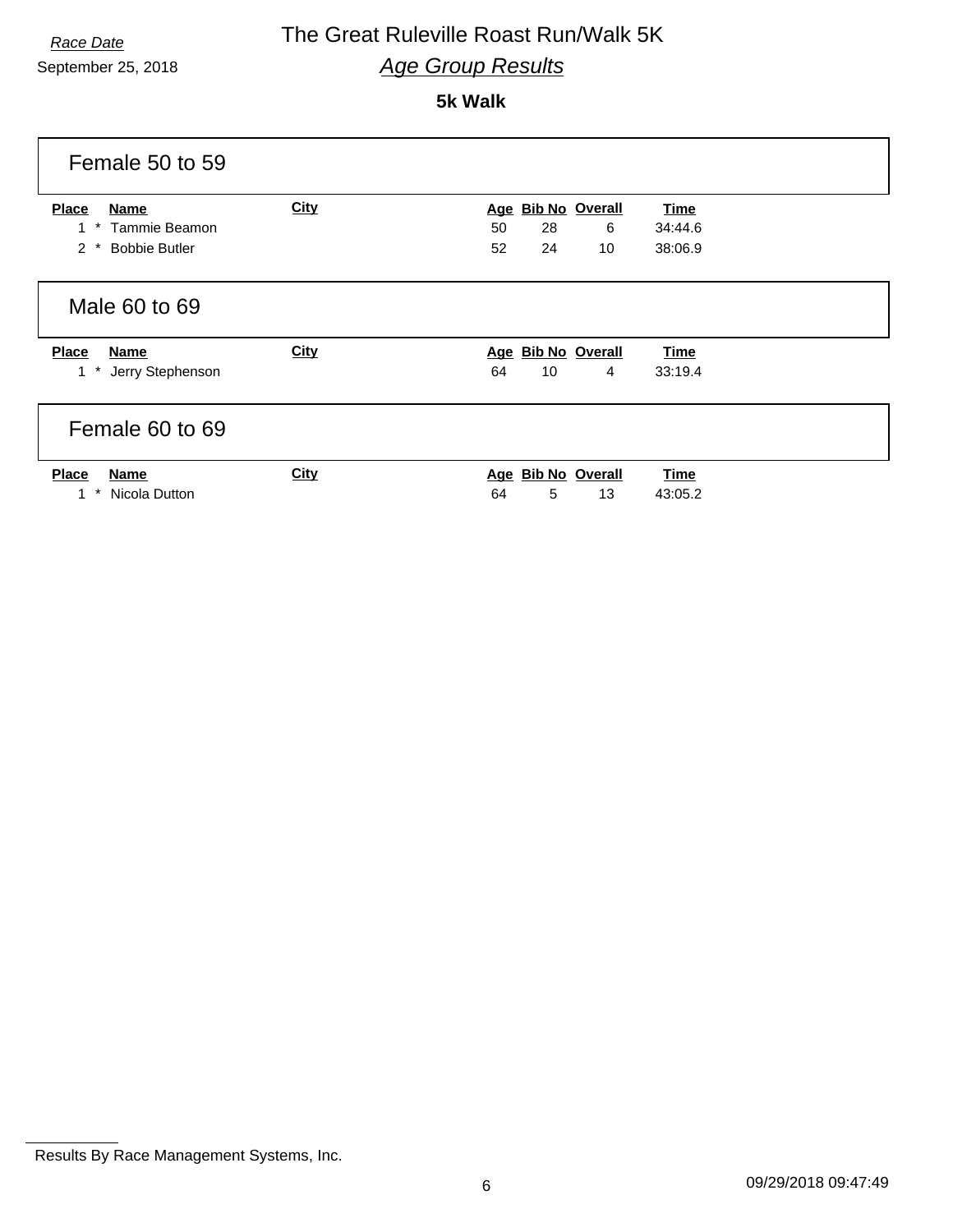*Race Date*

September 25, 2018

# The Great Ruleville Roast Run/Walk 5K

## *Age Group Results*

**5k Walk**

### Female 50 to 59

| Place | Name | City | Age | Bib No | Overall | Time |
|---|---|---|---|---|---|---|
| 1 * | Tammie Beamon | | 50 | 28 | 6 | 34:44.6 |
| 2 * | Bobbie Butler | | 52 | 24 | 10 | 38:06.9 |

### Male 60 to 69

| Place | Name | City | Age | Bib No | Overall | Time |
|---|---|---|---|---|---|---|
| 1 * | Jerry Stephenson | | 64 | 10 | 4 | 33:19.4 |

### Female 60 to 69

| Place | Name | City | Age | Bib No | Overall | Time |
|---|---|---|---|---|---|---|
| 1 * | Nicola Dutton | | 64 | 5 | 13 | 43:05.2 |

Results By Race Management Systems, Inc.

09/29/2018 09:47:49